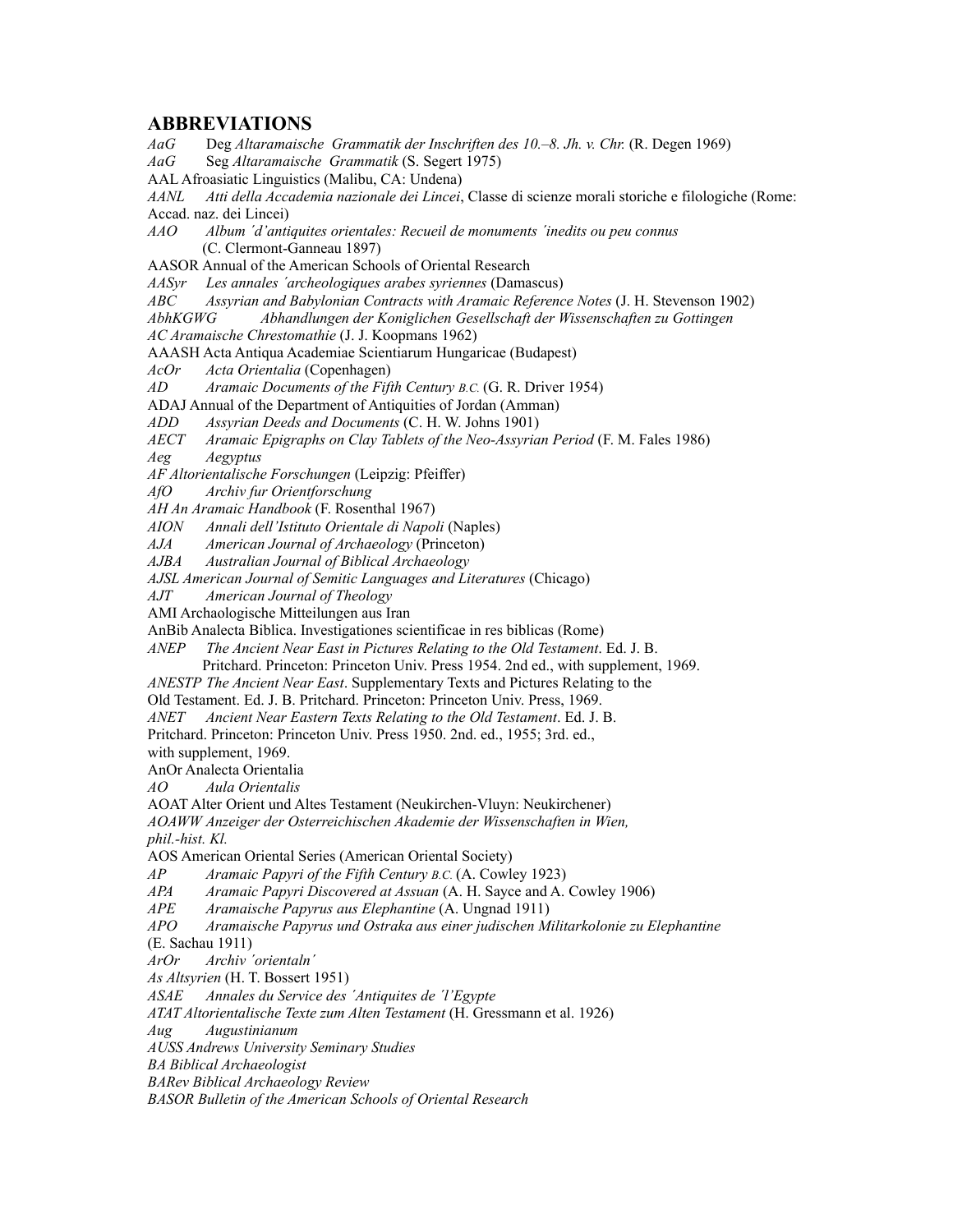## ABBREVIATIONS

*AaG* Deg *Altaramaische Grammatik der Inschriften des 10.–8. Jh. v. Chr.* (R. Degen 1969)

*AaG* Seg *Altaramaische Grammatik* (S. Segert 1975)

AAL Afroasiatic Linguistics (Malibu, CA: Undena)

*AANL* *Atti della Accademia nazionale dei Lincei*, Classe di scienze morali storiche e filologiche (Rome: Accad. naz. dei Lincei)

*AAO* *Album ´d'antiquites orientales: Recueil de monuments ´inedits ou peu connus* (C. Clermont-Ganneau 1897)

AASOR Annual of the American Schools of Oriental Research

*AASyr* *Les annales ´archeologiques arabes syriennes* (Damascus)

*ABC* *Assyrian and Babylonian Contracts with Aramaic Reference Notes* (J. H. Stevenson 1902)

*AbhKGWG* *Abhandlungen der Koniglichen Gesellschaft der Wissenschaften zu Gottingen*

*AC Aramaische Chrestomathie* (J. J. Koopmans 1962)

AAASH Acta Antiqua Academiae Scientiarum Hungaricae (Budapest)

*AcOr* *Acta Orientalia* (Copenhagen)

*AD* *Aramaic Documents of the Fifth Century B.C.* (G. R. Driver 1954)

ADAJ Annual of the Department of Antiquities of Jordan (Amman)

*ADD* *Assyrian Deeds and Documents* (C. H. W. Johns 1901)

*AECT* *Aramaic Epigraphs on Clay Tablets of the Neo-Assyrian Period* (F. M. Fales 1986)

*Aeg* *Aegyptus*

*AF Altorientalische Forschungen* (Leipzig: Pfeiffer)

*AfO* *Archiv fur Orientforschung*

*AH An Aramaic Handbook* (F. Rosenthal 1967)

*AION* *Annali dell'Istituto Orientale di Napoli* (Naples)

*AJA* *American Journal of Archaeology* (Princeton)

*AJBA* *Australian Journal of Biblical Archaeology*

*AJSL American Journal of Semitic Languages and Literatures* (Chicago)

*AJT* *American Journal of Theology*

AMI Archaologische Mitteilungen aus Iran

AnBib Analecta Biblica. Investigationes scientificae in res biblicas (Rome)

*ANEP* *The Ancient Near East in Pictures Relating to the Old Testament*. Ed. J. B. Pritchard. Princeton: Princeton Univ. Press 1954. 2nd ed., with supplement, 1969.

*ANESTP The Ancient Near East*. Supplementary Texts and Pictures Relating to the Old Testament. Ed. J. B. Pritchard. Princeton: Princeton Univ. Press, 1969.

*ANET* *Ancient Near Eastern Texts Relating to the Old Testament*. Ed. J. B. Pritchard. Princeton: Princeton Univ. Press 1950. 2nd. ed., 1955; 3rd. ed., with supplement, 1969.

AnOr Analecta Orientalia

*AO* *Aula Orientalis*

AOAT Alter Orient und Altes Testament (Neukirchen-Vluyn: Neukirchener)

*AOAWW Anzeiger der Osterreichischen Akademie der Wissenschaften in Wien, phil.-hist. Kl.*

AOS American Oriental Series (American Oriental Society)

*AP* *Aramaic Papyri of the Fifth Century B.C.* (A. Cowley 1923)

*APA* *Aramaic Papyri Discovered at Assuan* (A. H. Sayce and A. Cowley 1906)

*APE* *Aramaische Papyrus aus Elephantine* (A. Ungnad 1911)

*APO* *Aramaische Papyrus und Ostraka aus einer judischen Militarkolonie zu Elephantine* (E. Sachau 1911)

*ArOr* *Archiv ´orientaln´*

*As Altsyrien* (H. T. Bossert 1951)

*ASAE* *Annales du Service des ´Antiquites de ´l'Egypte*

*ATAT Altorientalische Texte zum Alten Testament* (H. Gressmann et al. 1926)

*Aug* *Augustinianum*

*AUSS Andrews University Seminary Studies*

*BA Biblical Archaeologist*

*BARev Biblical Archaeology Review*

*BASOR Bulletin of the American Schools of Oriental Research*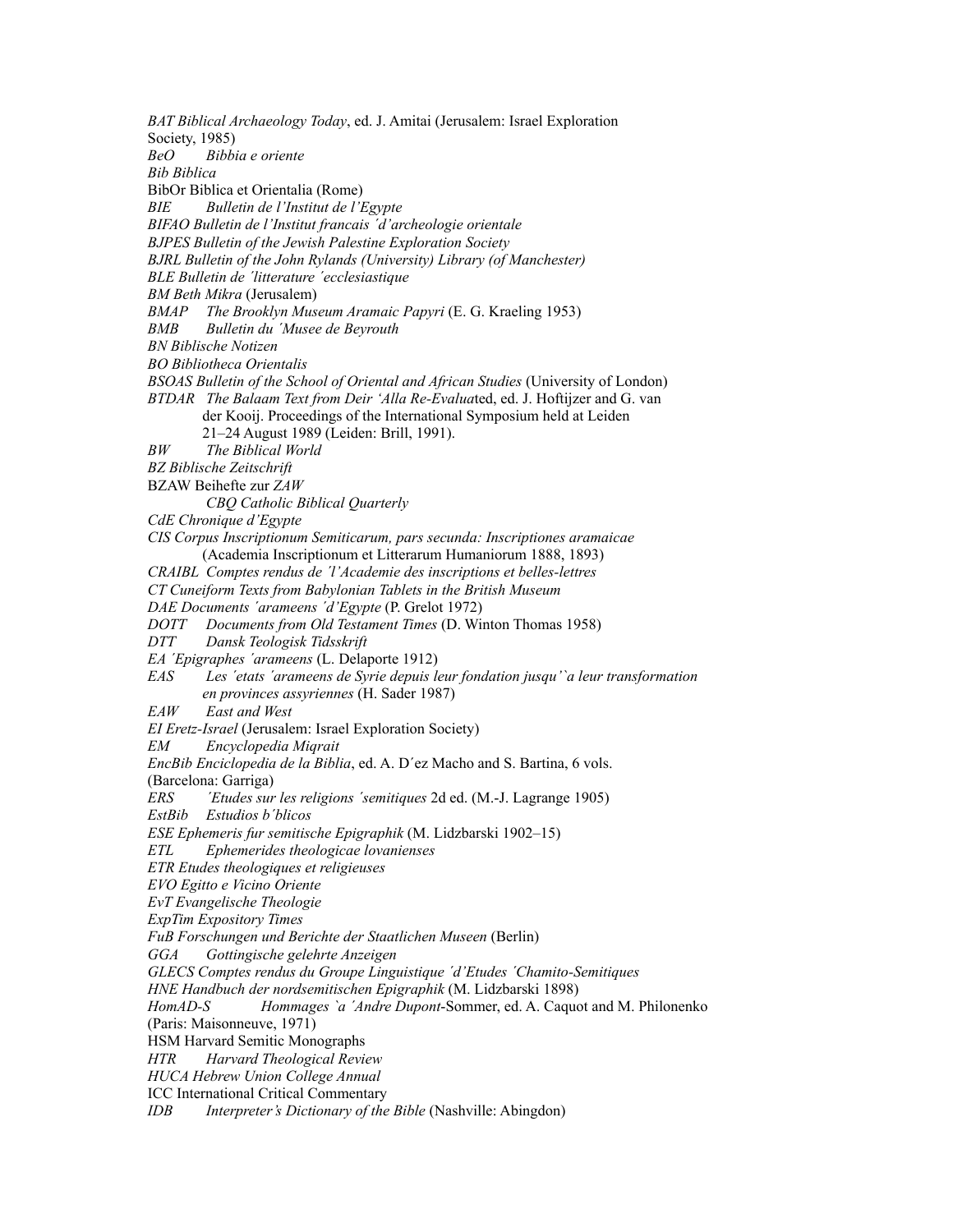*BAT Biblical Archaeology Today*, ed. J. Amitai (Jerusalem: Israel Exploration Society, 1985)

*BeO Bibbia e oriente*

*Bib Biblica*

BibOr Biblica et Orientalia (Rome)

*BIE Bulletin de l'Institut de l'Egypte*

*BIFAO Bulletin de l'Institut francais ´d'archeologie orientale*

*BJPES Bulletin of the Jewish Palestine Exploration Society*

*BJRL Bulletin of the John Rylands (University) Library (of Manchester)*

*BLE Bulletin de ´litterature ´ecclesiastique*

*BM Beth Mikra* (Jerusalem)

*BMAP The Brooklyn Museum Aramaic Papyri* (E. G. Kraeling 1953)

*BMB Bulletin du ´Musee de Beyrouth*

*BN Biblische Notizen*

*BO Bibliotheca Orientalis*

*BSOAS Bulletin of the School of Oriental and African Studies* (University of London)

*BTDAR The Balaam Text from Deir 'Alla Re-Evalua*ted, ed. J. Hoftijzer and G. van der Kooij. Proceedings of the International Symposium held at Leiden 21–24 August 1989 (Leiden: Brill, 1991).

*BW The Biblical World*

*BZ Biblische Zeitschrift*

BZAW Beihefte zur *ZAW*

*CBQ Catholic Biblical Quarterly*

*CdE Chronique d'Egypte*

*CIS Corpus Inscriptionum Semiticarum, pars secunda: Inscriptiones aramaicae* (Academia Inscriptionum et Litterarum Humaniorum 1888, 1893)

*CRAIBL Comptes rendus de ´l'Academie des inscriptions et belles-lettres*

*CT Cuneiform Texts from Babylonian Tablets in the British Museum*

*DAE Documents ´arameens ´d'Egypte* (P. Grelot 1972)

*DOTT Documents from Old Testament Times* (D. Winton Thomas 1958)

*DTT Dansk Teologisk Tidsskrift*

*EA ´Epigraphes ´arameens* (L. Delaporte 1912)

*EAS Les ´etats ´arameens de Syrie depuis leur fondation jusqu'`a leur transformation en provinces assyriennes* (H. Sader 1987)

*EAW East and West*

*EI Eretz-Israel* (Jerusalem: Israel Exploration Society)

*EM Encyclopedia Miqrait*

*EncBib Enciclopedia de la Biblia*, ed. A. D´ez Macho and S. Bartina, 6 vols. (Barcelona: Garriga)

*ERS ´Etudes sur les religions ´semitiques* 2d ed. (M.-J. Lagrange 1905)

*EstBib Estudios b´blicos*

*ESE Ephemeris fur semitische Epigraphik* (M. Lidzbarski 1902–15)

*ETL Ephemerides theologicae lovanienses*

*ETR Etudes theologiques et religieuses*

*EVO Egitto e Vicino Oriente*

*EvT Evangelische Theologie*

*ExpTim Expository Times*

*FuB Forschungen und Berichte der Staatlichen Museen* (Berlin)

*GGA Gottingische gelehrte Anzeigen*

*GLECS Comptes rendus du Groupe Linguistique ´d'Etudes ´Chamito-Semitiques*

*HNE Handbuch der nordsemitischen Epigraphik* (M. Lidzbarski 1898)

*HomAD-S Hommages `a ´Andre Dupont*-Sommer, ed. A. Caquot and M. Philonenko (Paris: Maisonneuve, 1971)

HSM Harvard Semitic Monographs

*HTR Harvard Theological Review*

*HUCA Hebrew Union College Annual*

ICC International Critical Commentary

*IDB Interpreter's Dictionary of the Bible* (Nashville: Abingdon)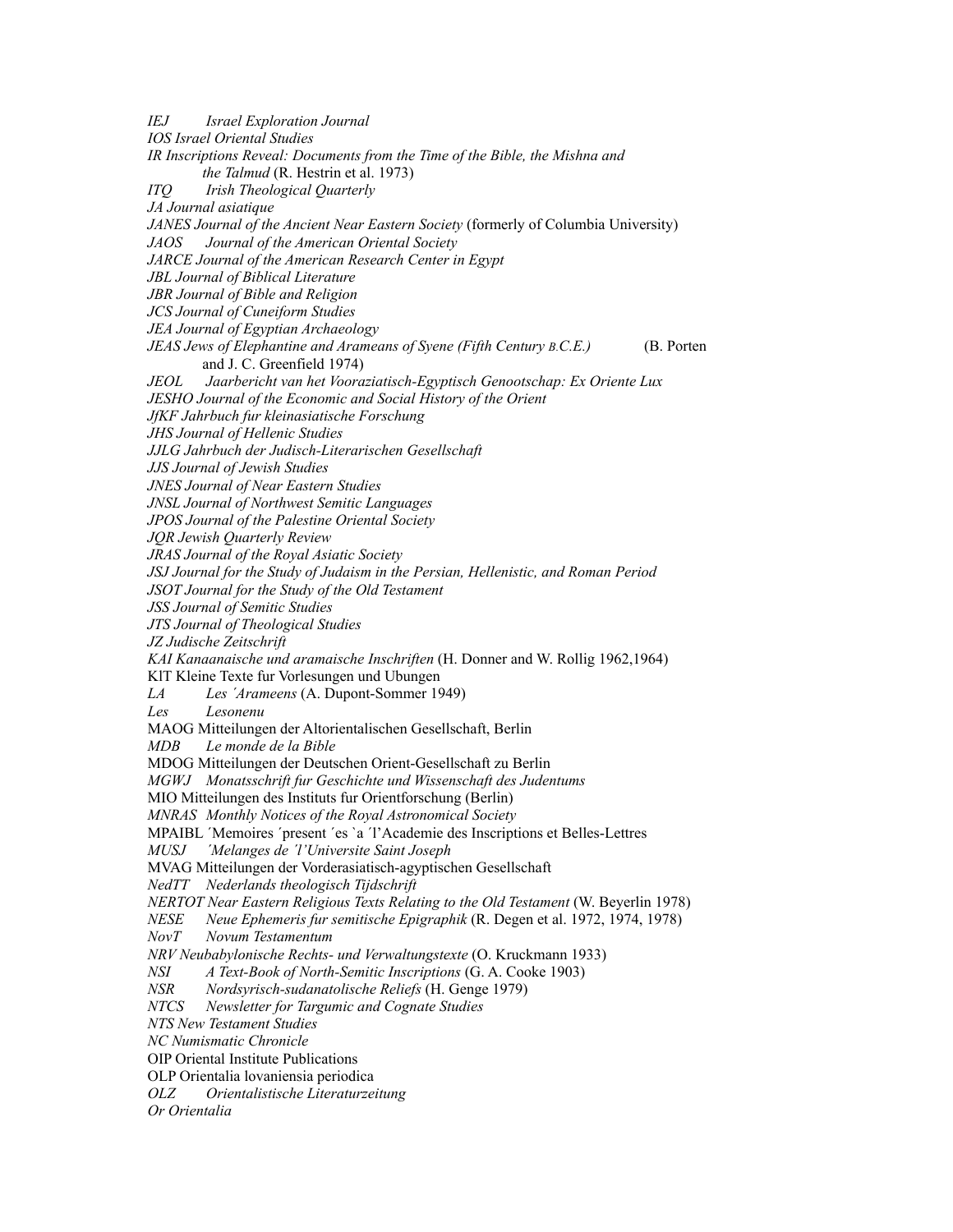*IEJ* *Israel Exploration Journal*

*IOS Israel Oriental Studies*

*IR Inscriptions Reveal: Documents from the Time of the Bible, the Mishna and the Talmud* (R. Hestrin et al. 1973)

*ITQ* *Irish Theological Quarterly*

*JA Journal asiatique*

*JANES Journal of the Ancient Near Eastern Society* (formerly of Columbia University)

*JAOS* *Journal of the American Oriental Society*

*JARCE Journal of the American Research Center in Egypt*

*JBL Journal of Biblical Literature*

*JBR Journal of Bible and Religion*

*JCS Journal of Cuneiform Studies*

*JEA Journal of Egyptian Archaeology*

*JEAS Jews of Elephantine and Arameans of Syene (Fifth Century B.C.E.)* (B. Porten and J. C. Greenfield 1974)

*JEOL* *Jaarbericht van het Vooraziatisch-Egyptisch Genootschap: Ex Oriente Lux*

*JESHO Journal of the Economic and Social History of the Orient*

*JfKF Jahrbuch fur kleinasiatische Forschung*

*JHS Journal of Hellenic Studies*

*JJLG Jahrbuch der Judisch-Literarischen Gesellschaft*

*JJS Journal of Jewish Studies*

*JNES Journal of Near Eastern Studies*

*JNSL Journal of Northwest Semitic Languages*

*JPOS Journal of the Palestine Oriental Society*

*JQR Jewish Quarterly Review*

*JRAS Journal of the Royal Asiatic Society*

*JSJ Journal for the Study of Judaism in the Persian, Hellenistic, and Roman Period*

*JSOT Journal for the Study of the Old Testament*

*JSS Journal of Semitic Studies*

*JTS Journal of Theological Studies*

*JZ Judische Zeitschrift*

*KAI Kanaanaische und aramaische Inschriften* (H. Donner and W. Rollig 1962,1964)

KlT Kleine Texte fur Vorlesungen und Ubungen

*LA* *Les ´Arameens* (A. Dupont-Sommer 1949)

*Les* *Lesonenu*

MAOG Mitteilungen der Altorientalischen Gesellschaft, Berlin

*MDB* *Le monde de la Bible*

MDOG Mitteilungen der Deutschen Orient-Gesellschaft zu Berlin

*MGWJ* *Monatsschrift fur Geschichte und Wissenschaft des Judentums*

MIO Mitteilungen des Instituts fur Orientforschung (Berlin)

*MNRAS* *Monthly Notices of the Royal Astronomical Society*

MPAIBL ´Memoires ´present ´es `a ´l'Academie des Inscriptions et Belles-Lettres

*MUSJ* *´Melanges de ´l'Universite Saint Joseph*

MVAG Mitteilungen der Vorderasiatisch-agyptischen Gesellschaft

*NedTT* *Nederlands theologisch Tijdschrift*

*NERTOT Near Eastern Religious Texts Relating to the Old Testament* (W. Beyerlin 1978)

*NESE* *Neue Ephemeris fur semitische Epigraphik* (R. Degen et al. 1972, 1974, 1978)

*NovT* *Novum Testamentum*

*NRV Neubabylonische Rechts- und Verwaltungstexte* (O. Kruckmann 1933)

*NSI* *A Text-Book of North-Semitic Inscriptions* (G. A. Cooke 1903)

*NSR* *Nordsyrisch-sudanatolische Reliefs* (H. Genge 1979)

*NTCS* *Newsletter for Targumic and Cognate Studies*

*NTS New Testament Studies*

*NC Numismatic Chronicle*

OIP Oriental Institute Publications

OLP Orientalia lovaniensia periodica

*OLZ* *Orientalistische Literaturzeitung*

*Or Orientalia*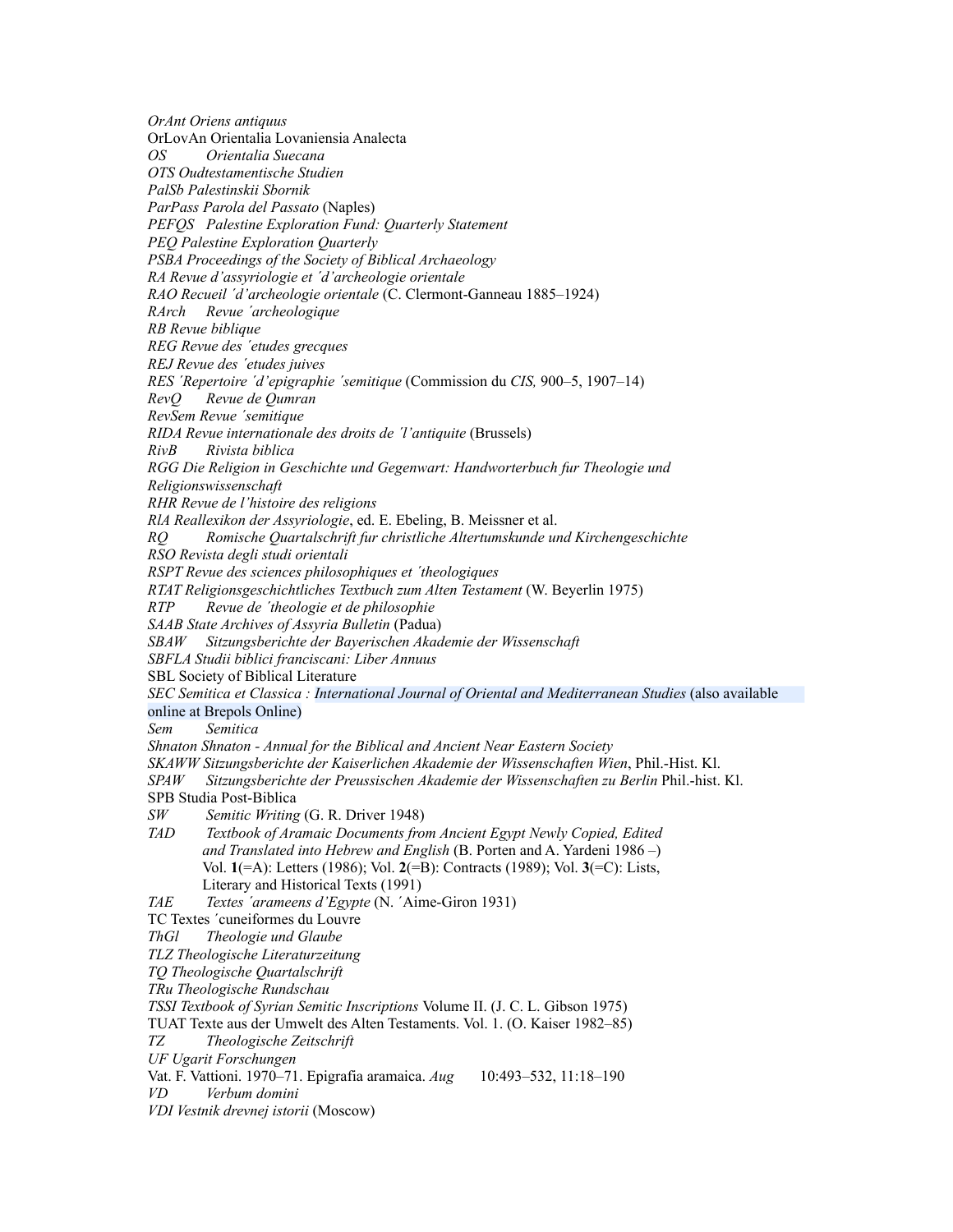*OrAnt Oriens antiquus*
OrLovAn Orientalia Lovaniensia Analecta
*OS Orientalia Suecana*
*OTS Oudtestamentische Studien*
*PalSb Palestinskii Sbornik*
*ParPass Parola del Passato* (Naples)
*PEFQS Palestine Exploration Fund: Quarterly Statement*
*PEQ Palestine Exploration Quarterly*
*PSBA Proceedings of the Society of Biblical Archaeology*
*RA Revue d'assyriologie et ´d'archeologie orientale*
*RAO Recueil ´d'archeologie orientale* (C. Clermont-Ganneau 1885–1924)
*RArch Revue ´archeologique*
*RB Revue biblique*
*REG Revue des ´etudes grecques*
*REJ Revue des ´etudes juives*
*RES ´Repertoire ´d'epigraphie ´semitique* (Commission du *CIS,* 900–5, 1907–14)
*RevQ Revue de Qumran*
*RevSem Revue ´semitique*
*RIDA Revue internationale des droits de ´l'antiquite* (Brussels)
*RivB Rivista biblica*
*RGG Die Religion in Geschichte und Gegenwart: Handworterbuch fur Theologie und Religionswissenschaft*
*RHR Revue de l'histoire des religions*
*RlA Reallexikon der Assyriologie*, ed. E. Ebeling, B. Meissner et al.
*RQ Romische Quartalschrift fur christliche Altertumskunde und Kirchengeschichte*
*RSO Revista degli studi orientali*
*RSPT Revue des sciences philosophiques et ´theologiques*
*RTAT Religionsgeschichtliches Textbuch zum Alten Testament* (W. Beyerlin 1975)
*RTP Revue de ´theologie et de philosophie*
*SAAB State Archives of Assyria Bulletin* (Padua)
*SBAW Sitzungsberichte der Bayerischen Akademie der Wissenschaft*
*SBFLA Studii biblici franciscani: Liber Annuus*
SBL Society of Biblical Literature
*SEC Semitica et Classica : International Journal of Oriental and Mediterranean Studies* (also available online at Brepols Online)
*Sem Semitica*
*Shnaton Shnaton - Annual for the Biblical and Ancient Near Eastern Society*
*SKAWW Sitzungsberichte der Kaiserlichen Akademie der Wissenschaften Wien*, Phil.-Hist. Kl.
*SPAW Sitzungsberichte der Preussischen Akademie der Wissenschaften zu Berlin* Phil.-hist. Kl.
SPB Studia Post-Biblica
*SW Semitic Writing* (G. R. Driver 1948)
*TAD Textbook of Aramaic Documents from Ancient Egypt Newly Copied, Edited and Translated into Hebrew and English* (B. Porten and A. Yardeni 1986 –) Vol. **1**(=A): Letters (1986); Vol. **2**(=B): Contracts (1989); Vol. **3**(=C): Lists, Literary and Historical Texts (1991)
*TAE Textes ´arameens d'Egypte* (N. ´Aime-Giron 1931)
TC Textes ´cuneiformes du Louvre
*ThGl Theologie und Glaube*
*TLZ Theologische Literaturzeitung*
*TQ Theologische Quartalschrift*
*TRu Theologische Rundschau*
*TSSI Textbook of Syrian Semitic Inscriptions* Volume II. (J. C. L. Gibson 1975)
TUAT Texte aus der Umwelt des Alten Testaments. Vol. 1. (O. Kaiser 1982–85)
*TZ Theologische Zeitschrift*
*UF Ugarit Forschungen*
Vat. F. Vattioni. 1970–71. Epigrafia aramaica. *Aug* 10:493–532, 11:18–190
*VD Verbum domini*
*VDI Vestnik drevnej istorii* (Moscow)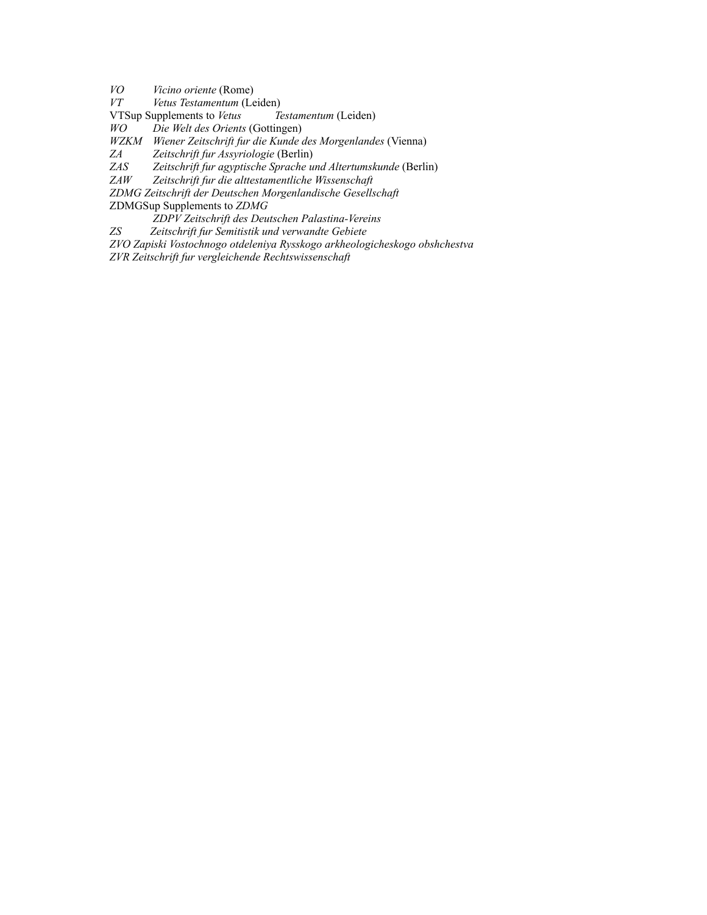*VO* *Vicino oriente* (Rome)
*VT* *Vetus Testamentum* (Leiden)
VTSup Supplements to *Vetus* *Testamentum* (Leiden)
*WO* *Die Welt des Orients* (Gottingen)
*WZKM* *Wiener Zeitschrift fur die Kunde des Morgenlandes* (Vienna)
*ZA* *Zeitschrift fur Assyriologie* (Berlin)
*ZAS* *Zeitschrift fur agyptische Sprache und Altertumskunde* (Berlin)
*ZAW* *Zeitschrift fur die alttestamentliche Wissenschaft*
*ZDMG Zeitschrift der Deutschen Morgenlandische Gesellschaft*
ZDMGSup Supplements to *ZDMG*
*ZDPV Zeitschrift des Deutschen Palastina-Vereins*
*ZS* *Zeitschrift fur Semitistik und verwandte Gebiete*
*ZVO Zapiski Vostochnogo otdeleniya Rysskogo arkheologicheskogo obshchestva*
*ZVR Zeitschrift fur vergleichende Rechtswissenschaft*